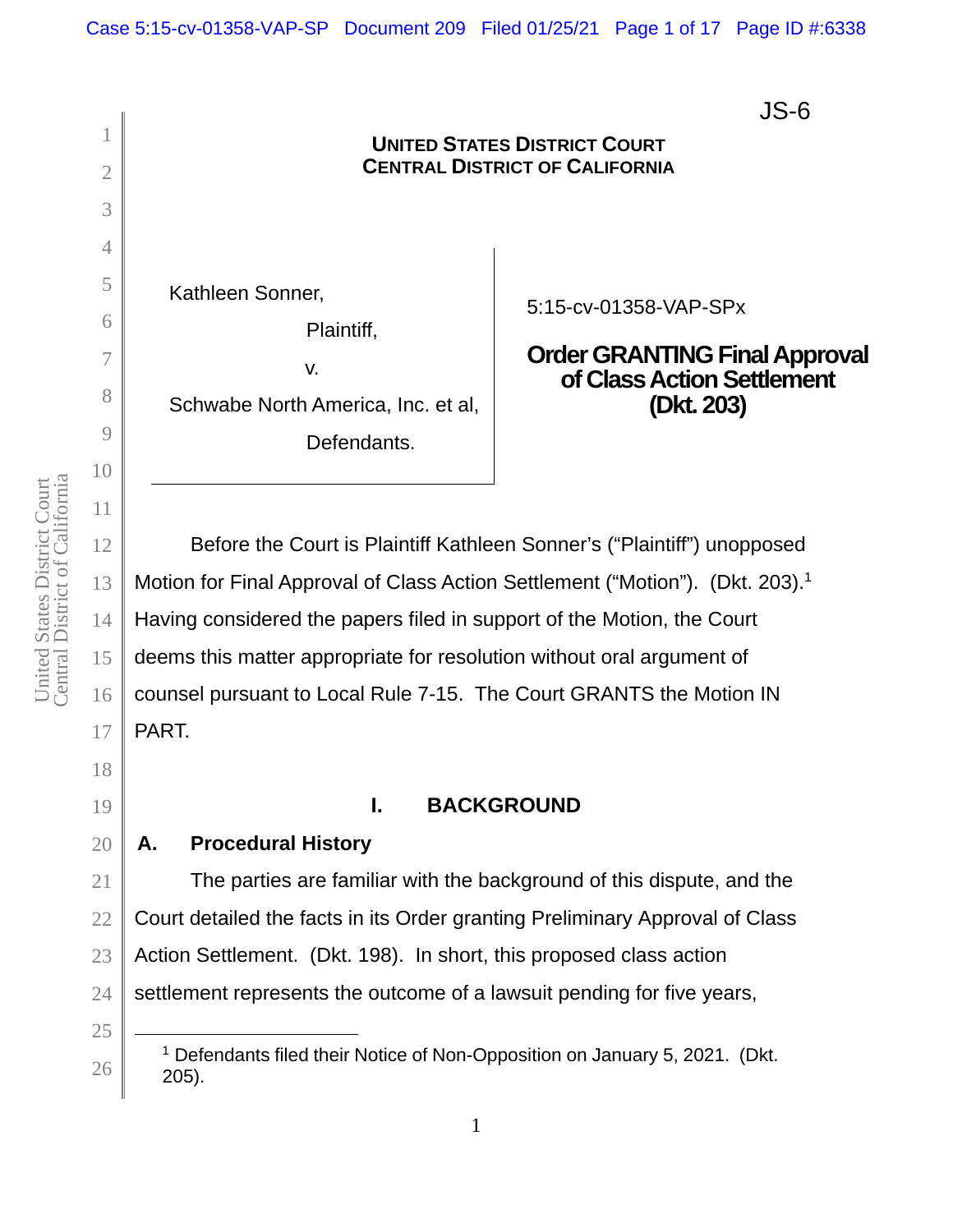JS-6

**UNITED STATES DISTRICT COURT**
**CENTRAL DISTRICT OF CALIFORNIA**

Kathleen Sonner,

Plaintiff,

v.

Schwabe North America, Inc. et al,

Defendants.

5:15-cv-01358-VAP-SPx

**Order GRANTING Final Approval of Class Action Settlement (Dkt. 203)**

Before the Court is Plaintiff Kathleen Sonner's ("Plaintiff") unopposed Motion for Final Approval of Class Action Settlement ("Motion"). (Dkt. 203).[1] Having considered the papers filed in support of the Motion, the Court deems this matter appropriate for resolution without oral argument of counsel pursuant to Local Rule 7-15. The Court GRANTS the Motion IN PART.

## I. BACKGROUND

### A. Procedural History

The parties are familiar with the background of this dispute, and the Court detailed the facts in its Order granting Preliminary Approval of Class Action Settlement. (Dkt. 198). In short, this proposed class action settlement represents the outcome of a lawsuit pending for five years,

---

[1] Defendants filed their Notice of Non-Opposition on January 5, 2021. (Dkt. 205).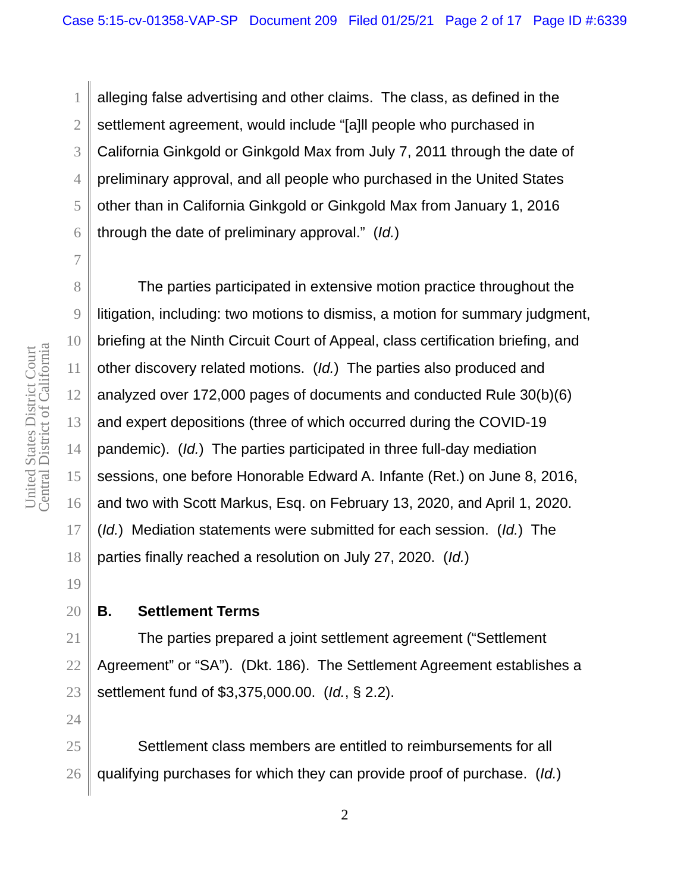alleging false advertising and other claims. The class, as defined in the settlement agreement, would include "[a]ll people who purchased in California Ginkgold or Ginkgold Max from July 7, 2011 through the date of preliminary approval, and all people who purchased in the United States other than in California Ginkgold or Ginkgold Max from January 1, 2016 through the date of preliminary approval." (*Id.*)

The parties participated in extensive motion practice throughout the litigation, including: two motions to dismiss, a motion for summary judgment, briefing at the Ninth Circuit Court of Appeal, class certification briefing, and other discovery related motions. (*Id.*) The parties also produced and analyzed over 172,000 pages of documents and conducted Rule 30(b)(6) and expert depositions (three of which occurred during the COVID-19 pandemic). (*Id.*) The parties participated in three full-day mediation sessions, one before Honorable Edward A. Infante (Ret.) on June 8, 2016, and two with Scott Markus, Esq. on February 13, 2020, and April 1, 2020. (*Id.*) Mediation statements were submitted for each session. (*Id.*) The parties finally reached a resolution on July 27, 2020. (*Id.*)

### B. Settlement Terms

The parties prepared a joint settlement agreement ("Settlement Agreement" or "SA"). (Dkt. 186). The Settlement Agreement establishes a settlement fund of $3,375,000.00. (*Id.*, § 2.2).

Settlement class members are entitled to reimbursements for all qualifying purchases for which they can provide proof of purchase. (*Id.*)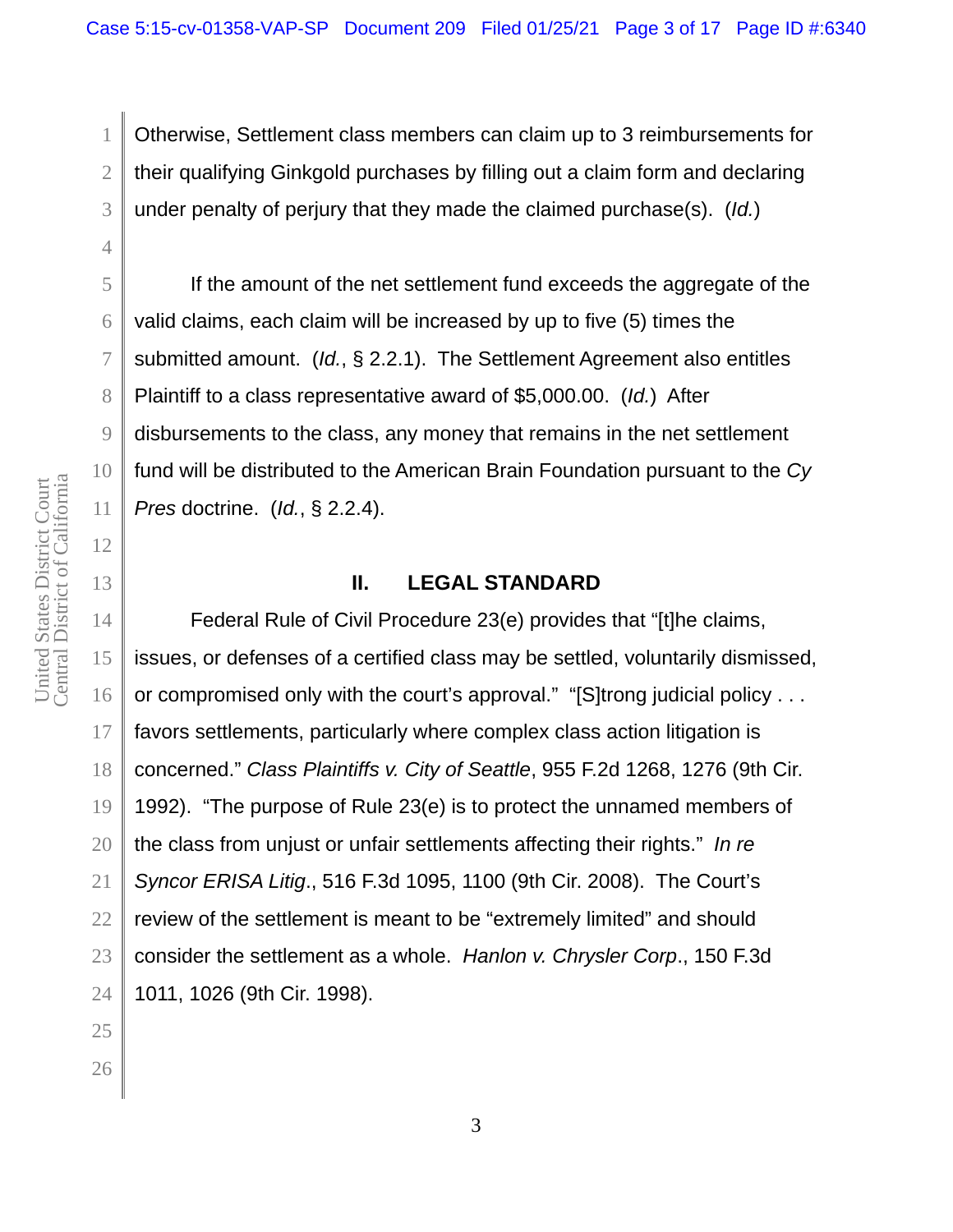Otherwise, Settlement class members can claim up to 3 reimbursements for their qualifying Ginkgold purchases by filling out a claim form and declaring under penalty of perjury that they made the claimed purchase(s). (*Id.*)

If the amount of the net settlement fund exceeds the aggregate of the valid claims, each claim will be increased by up to five (5) times the submitted amount. (*Id.*, § 2.2.1). The Settlement Agreement also entitles Plaintiff to a class representative award of $5,000.00. (*Id.*) After disbursements to the class, any money that remains in the net settlement fund will be distributed to the American Brain Foundation pursuant to the *Cy Pres* doctrine. (*Id.*, § 2.2.4).

## II. LEGAL STANDARD

Federal Rule of Civil Procedure 23(e) provides that "[t]he claims, issues, or defenses of a certified class may be settled, voluntarily dismissed, or compromised only with the court's approval." "[S]trong judicial policy . . . favors settlements, particularly where complex class action litigation is concerned." *Class Plaintiffs v. City of Seattle*, 955 F.2d 1268, 1276 (9th Cir. 1992). "The purpose of Rule 23(e) is to protect the unnamed members of the class from unjust or unfair settlements affecting their rights." *In re Syncor ERISA Litig*., 516 F.3d 1095, 1100 (9th Cir. 2008). The Court's review of the settlement is meant to be "extremely limited" and should consider the settlement as a whole. *Hanlon v. Chrysler Corp*., 150 F.3d 1011, 1026 (9th Cir. 1998).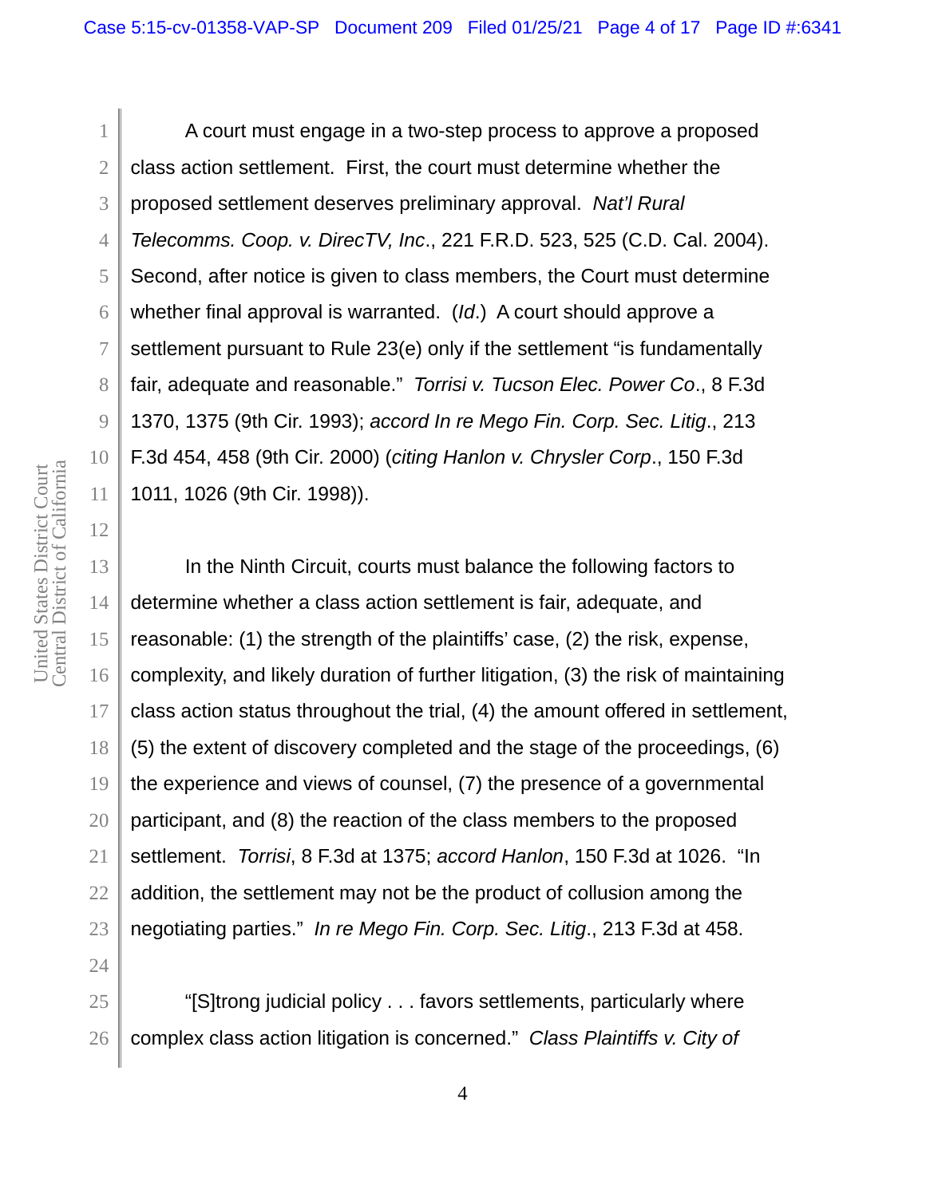A court must engage in a two-step process to approve a proposed class action settlement. First, the court must determine whether the proposed settlement deserves preliminary approval. *Nat'l Rural Telecomms. Coop. v. DirecTV, Inc*., 221 F.R.D. 523, 525 (C.D. Cal. 2004). Second, after notice is given to class members, the Court must determine whether final approval is warranted. (*Id*.) A court should approve a settlement pursuant to Rule 23(e) only if the settlement "is fundamentally fair, adequate and reasonable." *Torrisi v. Tucson Elec. Power Co*., 8 F.3d 1370, 1375 (9th Cir. 1993); *accord In re Mego Fin. Corp. Sec. Litig*., 213 F.3d 454, 458 (9th Cir. 2000) (*citing Hanlon v. Chrysler Corp*., 150 F.3d 1011, 1026 (9th Cir. 1998)).

In the Ninth Circuit, courts must balance the following factors to determine whether a class action settlement is fair, adequate, and reasonable: (1) the strength of the plaintiffs' case, (2) the risk, expense, complexity, and likely duration of further litigation, (3) the risk of maintaining class action status throughout the trial, (4) the amount offered in settlement, (5) the extent of discovery completed and the stage of the proceedings, (6) the experience and views of counsel, (7) the presence of a governmental participant, and (8) the reaction of the class members to the proposed settlement. *Torrisi*, 8 F.3d at 1375; *accord Hanlon*, 150 F.3d at 1026. "In addition, the settlement may not be the product of collusion among the negotiating parties." *In re Mego Fin. Corp. Sec. Litig*., 213 F.3d at 458.

"[S]trong judicial policy . . . favors settlements, particularly where complex class action litigation is concerned." *Class Plaintiffs v. City of*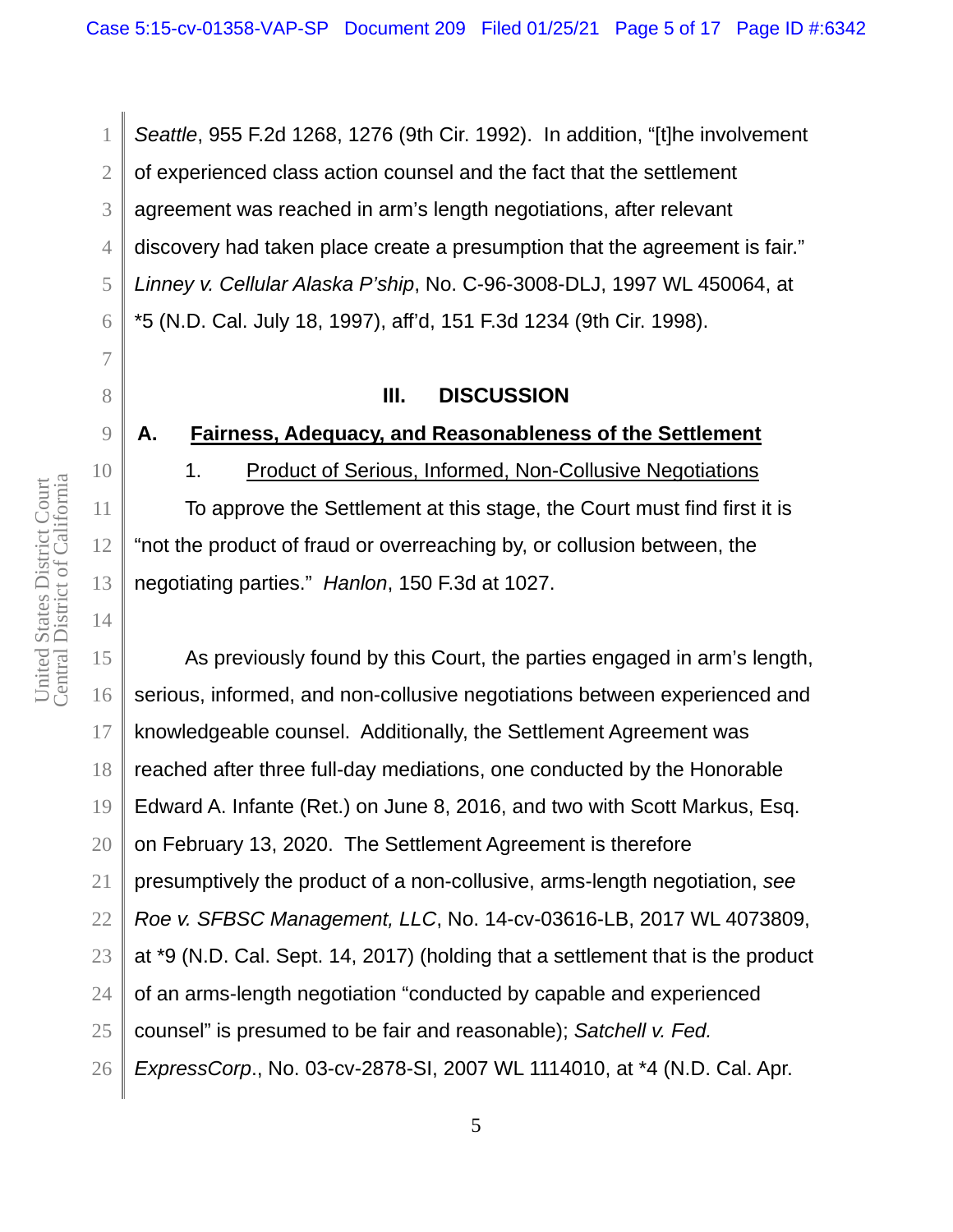*Seattle*, 955 F.2d 1268, 1276 (9th Cir. 1992). In addition, "[t]he involvement of experienced class action counsel and the fact that the settlement agreement was reached in arm's length negotiations, after relevant discovery had taken place create a presumption that the agreement is fair." *Linney v. Cellular Alaska P'ship*, No. C-96-3008-DLJ, 1997 WL 450064, at *5 (N.D. Cal. July 18, 1997), aff'd, 151 F.3d 1234 (9th Cir. 1998).

## III. DISCUSSION

### A. Fairness, Adequacy, and Reasonableness of the Settlement

#### 1. Product of Serious, Informed, Non-Collusive Negotiations

To approve the Settlement at this stage, the Court must find first it is "not the product of fraud or overreaching by, or collusion between, the negotiating parties." *Hanlon*, 150 F.3d at 1027.

As previously found by this Court, the parties engaged in arm's length, serious, informed, and non-collusive negotiations between experienced and knowledgeable counsel. Additionally, the Settlement Agreement was reached after three full-day mediations, one conducted by the Honorable Edward A. Infante (Ret.) on June 8, 2016, and two with Scott Markus, Esq. on February 13, 2020. The Settlement Agreement is therefore presumptively the product of a non-collusive, arms-length negotiation, *see Roe v. SFBSC Management, LLC*, No. 14-cv-03616-LB, 2017 WL 4073809, at *9 (N.D. Cal. Sept. 14, 2017) (holding that a settlement that is the product of an arms-length negotiation "conducted by capable and experienced counsel" is presumed to be fair and reasonable); *Satchell v. Fed. ExpressCorp*., No. 03-cv-2878-SI, 2007 WL 1114010, at *4 (N.D. Cal. Apr.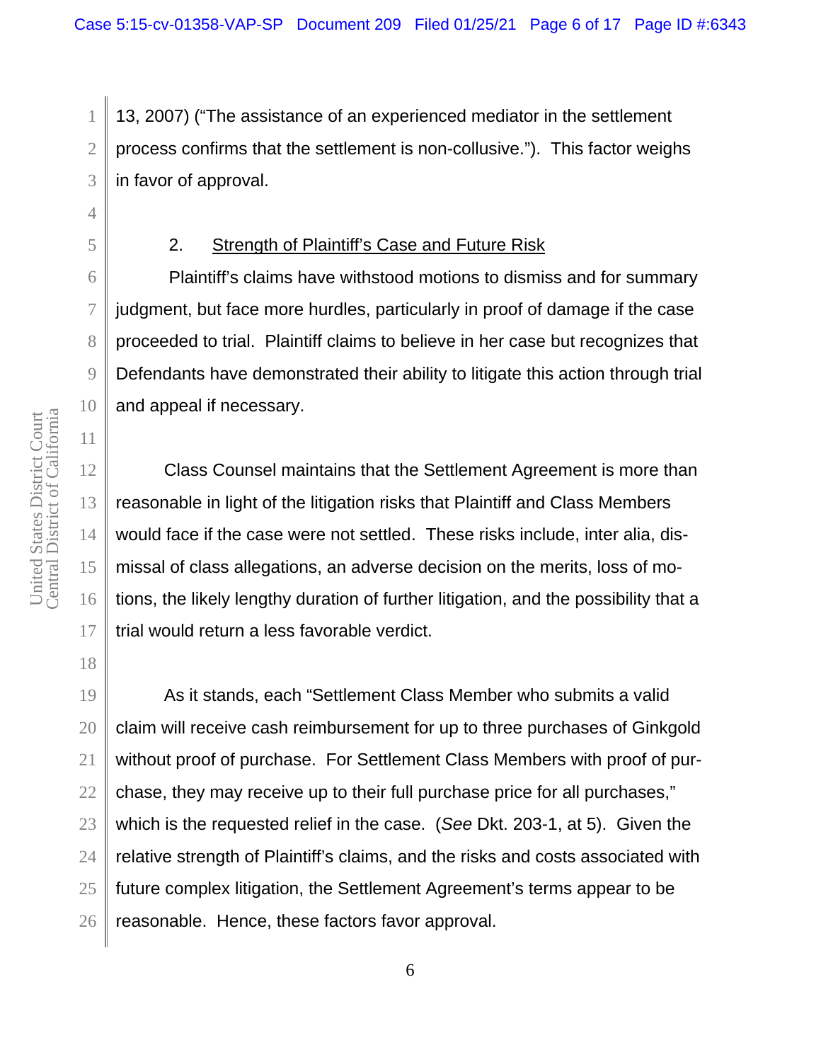13, 2007) ("The assistance of an experienced mediator in the settlement process confirms that the settlement is non-collusive."). This factor weighs in favor of approval.

2. Strength of Plaintiff's Case and Future Risk

Plaintiff's claims have withstood motions to dismiss and for summary judgment, but face more hurdles, particularly in proof of damage if the case proceeded to trial. Plaintiff claims to believe in her case but recognizes that Defendants have demonstrated their ability to litigate this action through trial and appeal if necessary.

Class Counsel maintains that the Settlement Agreement is more than reasonable in light of the litigation risks that Plaintiff and Class Members would face if the case were not settled. These risks include, inter alia, dismissal of class allegations, an adverse decision on the merits, loss of motions, the likely lengthy duration of further litigation, and the possibility that a trial would return a less favorable verdict.

As it stands, each "Settlement Class Member who submits a valid claim will receive cash reimbursement for up to three purchases of Ginkgold without proof of purchase. For Settlement Class Members with proof of purchase, they may receive up to their full purchase price for all purchases," which is the requested relief in the case. (*See* Dkt. 203-1, at 5). Given the relative strength of Plaintiff's claims, and the risks and costs associated with future complex litigation, the Settlement Agreement's terms appear to be reasonable. Hence, these factors favor approval.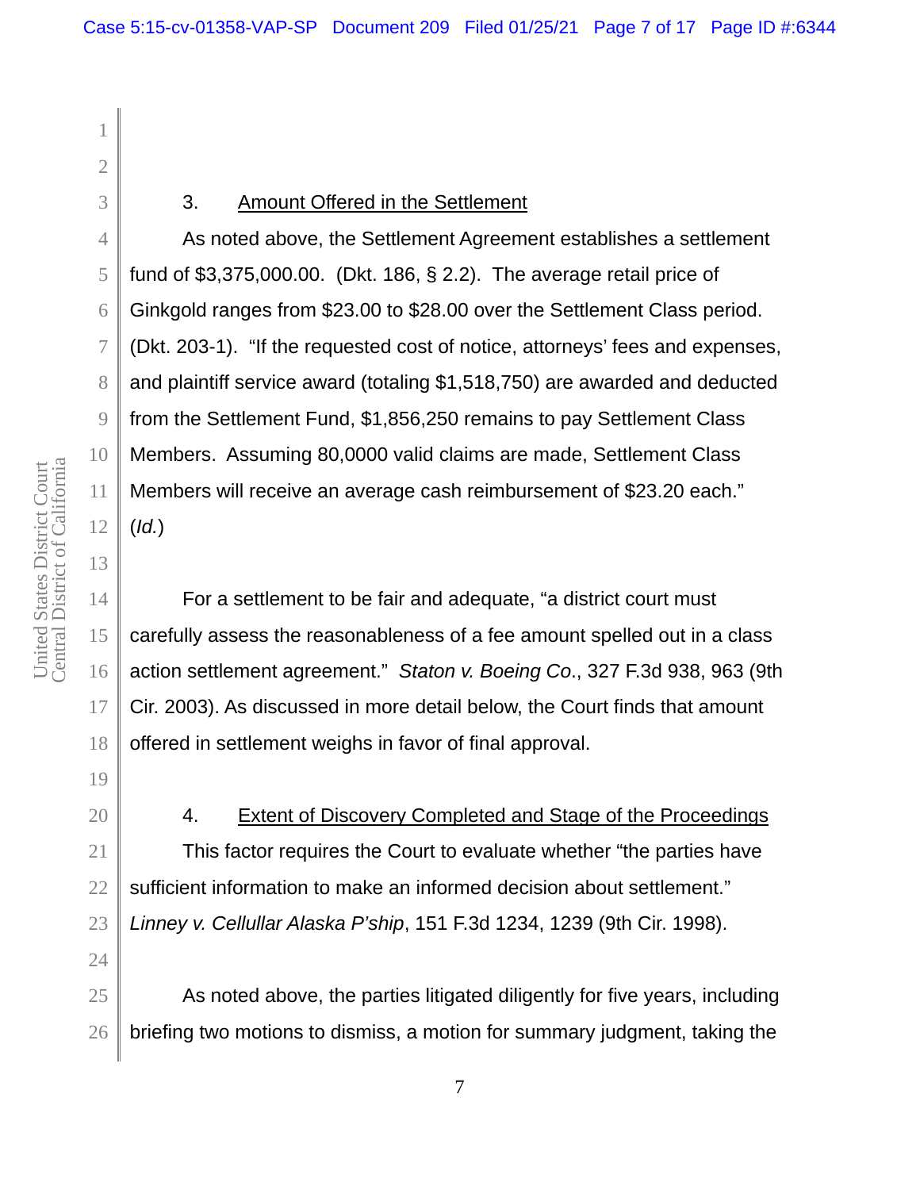### 3. Amount Offered in the Settlement

As noted above, the Settlement Agreement establishes a settlement fund of $3,375,000.00. (Dkt. 186, § 2.2). The average retail price of Ginkgold ranges from $23.00 to $28.00 over the Settlement Class period. (Dkt. 203-1). "If the requested cost of notice, attorneys' fees and expenses, and plaintiff service award (totaling $1,518,750) are awarded and deducted from the Settlement Fund, $1,856,250 remains to pay Settlement Class Members. Assuming 80,0000 valid claims are made, Settlement Class Members will receive an average cash reimbursement of $23.20 each." (*Id.*)

For a settlement to be fair and adequate, "a district court must carefully assess the reasonableness of a fee amount spelled out in a class action settlement agreement." *Staton v. Boeing Co*., 327 F.3d 938, 963 (9th Cir. 2003). As discussed in more detail below, the Court finds that amount offered in settlement weighs in favor of final approval.

### 4. Extent of Discovery Completed and Stage of the Proceedings

This factor requires the Court to evaluate whether "the parties have sufficient information to make an informed decision about settlement." *Linney v. Cellullar Alaska P'ship*, 151 F.3d 1234, 1239 (9th Cir. 1998).

As noted above, the parties litigated diligently for five years, including briefing two motions to dismiss, a motion for summary judgment, taking the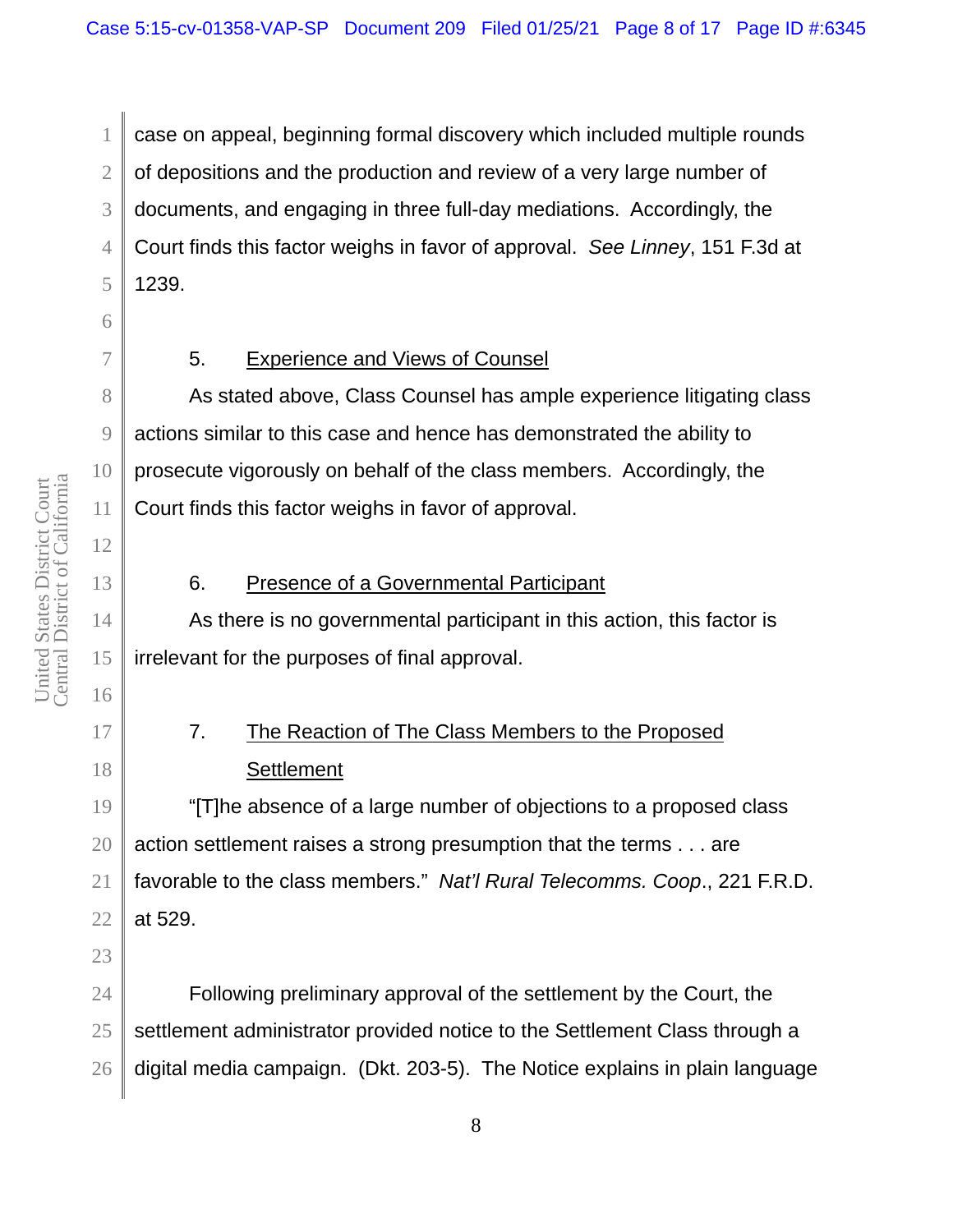case on appeal, beginning formal discovery which included multiple rounds of depositions and the production and review of a very large number of documents, and engaging in three full-day mediations. Accordingly, the Court finds this factor weighs in favor of approval. *See Linney*, 151 F.3d at 1239.

5. Experience and Views of Counsel

As stated above, Class Counsel has ample experience litigating class actions similar to this case and hence has demonstrated the ability to prosecute vigorously on behalf of the class members. Accordingly, the Court finds this factor weighs in favor of approval.

6. Presence of a Governmental Participant

As there is no governmental participant in this action, this factor is irrelevant for the purposes of final approval.

7. The Reaction of The Class Members to the Proposed Settlement

"[T]he absence of a large number of objections to a proposed class action settlement raises a strong presumption that the terms . . . are favorable to the class members." *Nat'l Rural Telecomms. Coop*., 221 F.R.D. at 529.

Following preliminary approval of the settlement by the Court, the settlement administrator provided notice to the Settlement Class through a digital media campaign. (Dkt. 203-5). The Notice explains in plain language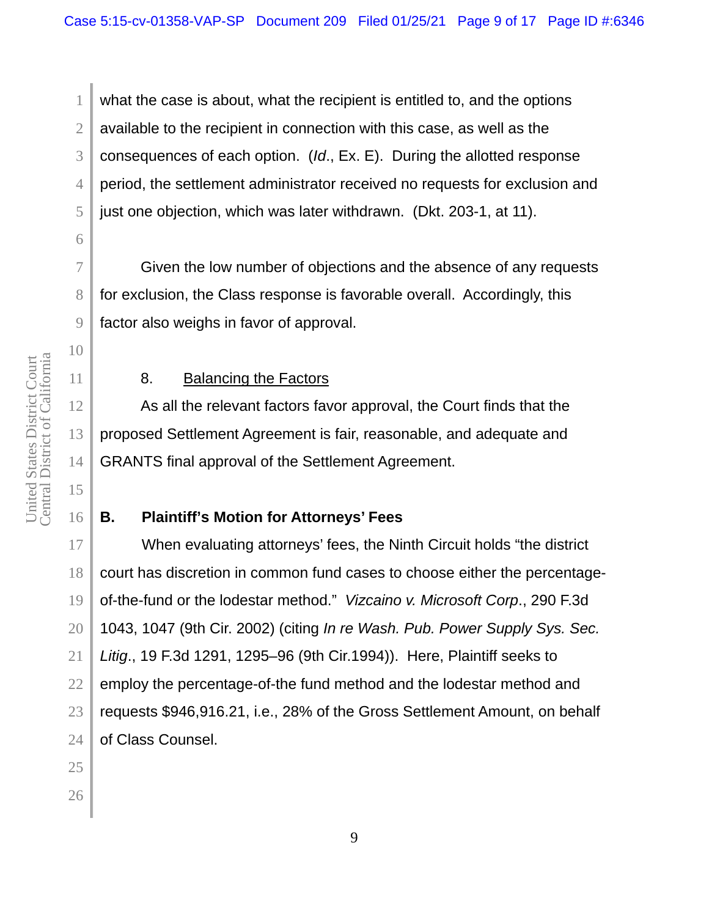what the case is about, what the recipient is entitled to, and the options available to the recipient in connection with this case, as well as the consequences of each option. (*Id*., Ex. E). During the allotted response period, the settlement administrator received no requests for exclusion and just one objection, which was later withdrawn. (Dkt. 203-1, at 11).

Given the low number of objections and the absence of any requests for exclusion, the Class response is favorable overall. Accordingly, this factor also weighs in favor of approval.

8. Balancing the Factors

As all the relevant factors favor approval, the Court finds that the proposed Settlement Agreement is fair, reasonable, and adequate and GRANTS final approval of the Settlement Agreement.

**B. Plaintiff's Motion for Attorneys' Fees**

When evaluating attorneys' fees, the Ninth Circuit holds "the district court has discretion in common fund cases to choose either the percentage-of-the-fund or the lodestar method." *Vizcaino v. Microsoft Corp*., 290 F.3d 1043, 1047 (9th Cir. 2002) (citing *In re Wash. Pub. Power Supply Sys. Sec. Litig*., 19 F.3d 1291, 1295–96 (9th Cir.1994)). Here, Plaintiff seeks to employ the percentage-of-the fund method and the lodestar method and requests $946,916.21, i.e., 28% of the Gross Settlement Amount, on behalf of Class Counsel.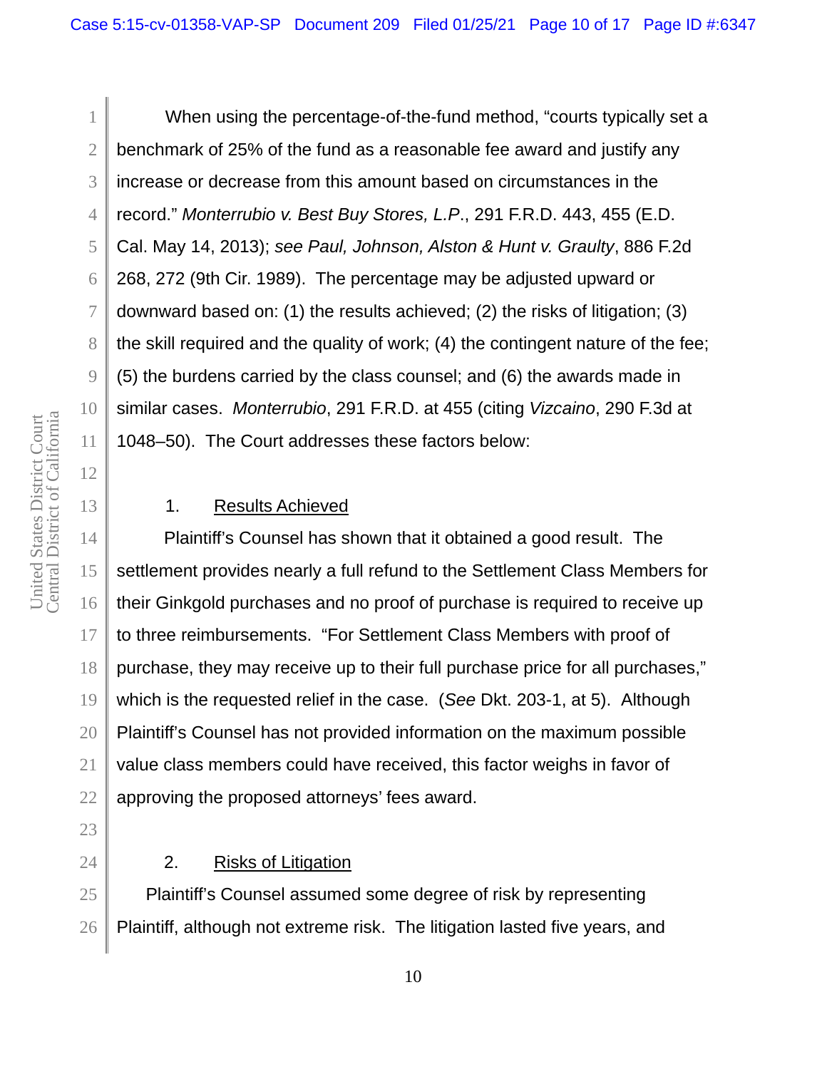When using the percentage-of-the-fund method, "courts typically set a benchmark of 25% of the fund as a reasonable fee award and justify any increase or decrease from this amount based on circumstances in the record." *Monterrubio v. Best Buy Stores, L.P.*, 291 F.R.D. 443, 455 (E.D. Cal. May 14, 2013); *see Paul, Johnson, Alston & Hunt v. Graulty*, 886 F.2d 268, 272 (9th Cir. 1989). The percentage may be adjusted upward or downward based on: (1) the results achieved; (2) the risks of litigation; (3) the skill required and the quality of work; (4) the contingent nature of the fee; (5) the burdens carried by the class counsel; and (6) the awards made in similar cases. *Monterrubio*, 291 F.R.D. at 455 (citing *Vizcaino*, 290 F.3d at 1048–50). The Court addresses these factors below:

1. Results Achieved

Plaintiff's Counsel has shown that it obtained a good result. The settlement provides nearly a full refund to the Settlement Class Members for their Ginkgold purchases and no proof of purchase is required to receive up to three reimbursements. "For Settlement Class Members with proof of purchase, they may receive up to their full purchase price for all purchases," which is the requested relief in the case. (*See* Dkt. 203-1, at 5). Although Plaintiff's Counsel has not provided information on the maximum possible value class members could have received, this factor weighs in favor of approving the proposed attorneys' fees award.

2. Risks of Litigation

Plaintiff's Counsel assumed some degree of risk by representing Plaintiff, although not extreme risk. The litigation lasted five years, and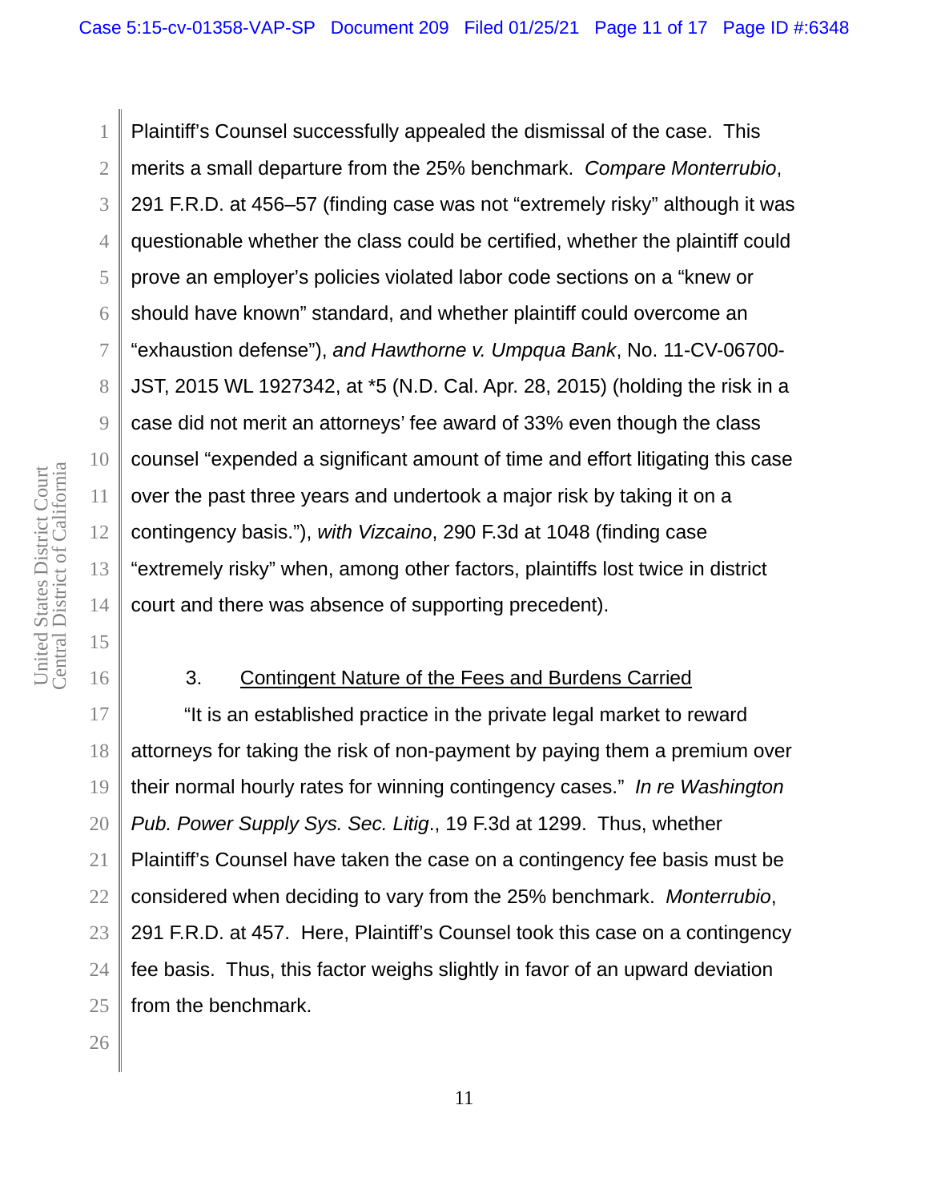Plaintiff's Counsel successfully appealed the dismissal of the case. This merits a small departure from the 25% benchmark. *Compare Monterrubio*, 291 F.R.D. at 456–57 (finding case was not "extremely risky" although it was questionable whether the class could be certified, whether the plaintiff could prove an employer's policies violated labor code sections on a "knew or should have known" standard, and whether plaintiff could overcome an "exhaustion defense"), *and Hawthorne v. Umpqua Bank*, No. 11-CV-06700-JST, 2015 WL 1927342, at *5 (N.D. Cal. Apr. 28, 2015) (holding the risk in a case did not merit an attorneys' fee award of 33% even though the class counsel "expended a significant amount of time and effort litigating this case over the past three years and undertook a major risk by taking it on a contingency basis."), *with Vizcaino*, 290 F.3d at 1048 (finding case "extremely risky" when, among other factors, plaintiffs lost twice in district court and there was absence of supporting precedent).

3. Contingent Nature of the Fees and Burdens Carried

"It is an established practice in the private legal market to reward attorneys for taking the risk of non-payment by paying them a premium over their normal hourly rates for winning contingency cases." *In re Washington Pub. Power Supply Sys. Sec. Litig*., 19 F.3d at 1299. Thus, whether Plaintiff's Counsel have taken the case on a contingency fee basis must be considered when deciding to vary from the 25% benchmark. *Monterrubio*, 291 F.R.D. at 457. Here, Plaintiff's Counsel took this case on a contingency fee basis. Thus, this factor weighs slightly in favor of an upward deviation from the benchmark.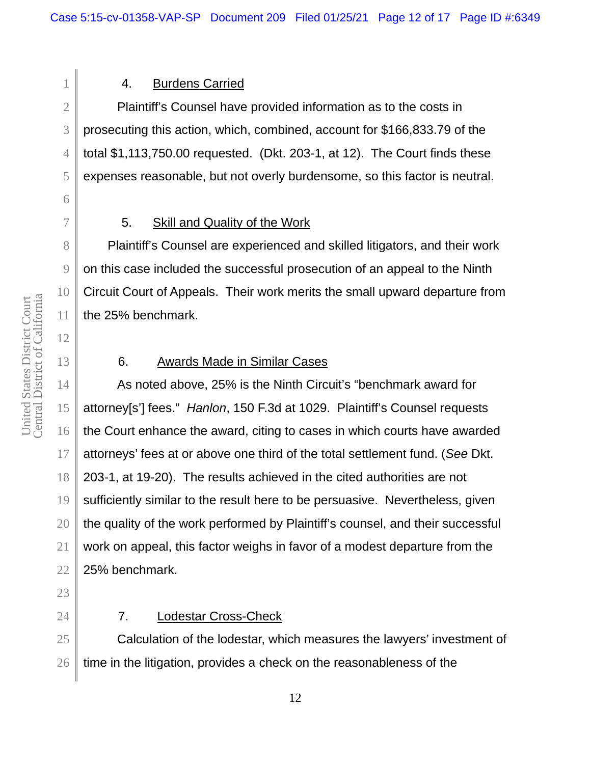4. Burdens Carried

Plaintiff's Counsel have provided information as to the costs in prosecuting this action, which, combined, account for $166,833.79 of the total $1,113,750.00 requested. (Dkt. 203-1, at 12). The Court finds these expenses reasonable, but not overly burdensome, so this factor is neutral.

5. Skill and Quality of the Work

Plaintiff's Counsel are experienced and skilled litigators, and their work on this case included the successful prosecution of an appeal to the Ninth Circuit Court of Appeals. Their work merits the small upward departure from the 25% benchmark.

6. Awards Made in Similar Cases

As noted above, 25% is the Ninth Circuit's "benchmark award for attorney[s'] fees." *Hanlon*, 150 F.3d at 1029. Plaintiff's Counsel requests the Court enhance the award, citing to cases in which courts have awarded attorneys' fees at or above one third of the total settlement fund. (*See* Dkt. 203-1, at 19-20). The results achieved in the cited authorities are not sufficiently similar to the result here to be persuasive. Nevertheless, given the quality of the work performed by Plaintiff's counsel, and their successful work on appeal, this factor weighs in favor of a modest departure from the 25% benchmark.

7. Lodestar Cross-Check

Calculation of the lodestar, which measures the lawyers' investment of time in the litigation, provides a check on the reasonableness of the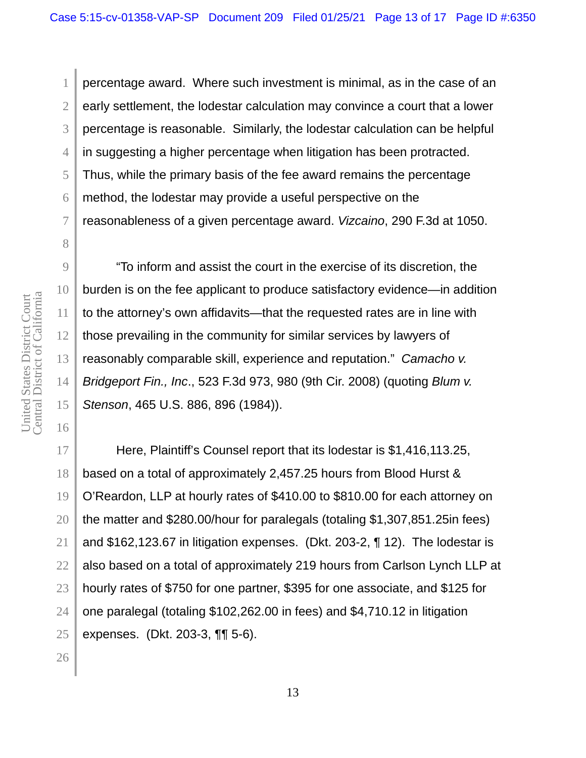percentage award. Where such investment is minimal, as in the case of an early settlement, the lodestar calculation may convince a court that a lower percentage is reasonable. Similarly, the lodestar calculation can be helpful in suggesting a higher percentage when litigation has been protracted. Thus, while the primary basis of the fee award remains the percentage method, the lodestar may provide a useful perspective on the reasonableness of a given percentage award. *Vizcaino*, 290 F.3d at 1050.

"To inform and assist the court in the exercise of its discretion, the burden is on the fee applicant to produce satisfactory evidence—in addition to the attorney's own affidavits—that the requested rates are in line with those prevailing in the community for similar services by lawyers of reasonably comparable skill, experience and reputation." *Camacho v. Bridgeport Fin., Inc.*, 523 F.3d 973, 980 (9th Cir. 2008) (quoting *Blum v. Stenson*, 465 U.S. 886, 896 (1984)).

Here, Plaintiff's Counsel report that its lodestar is $1,416,113.25, based on a total of approximately 2,457.25 hours from Blood Hurst & O'Reardon, LLP at hourly rates of $410.00 to $810.00 for each attorney on the matter and $280.00/hour for paralegals (totaling $1,307,851.25in fees) and $162,123.67 in litigation expenses. (Dkt. 203-2, ¶ 12). The lodestar is also based on a total of approximately 219 hours from Carlson Lynch LLP at hourly rates of $750 for one partner, $395 for one associate, and $125 for one paralegal (totaling $102,262.00 in fees) and $4,710.12 in litigation expenses. (Dkt. 203-3, ¶¶ 5-6).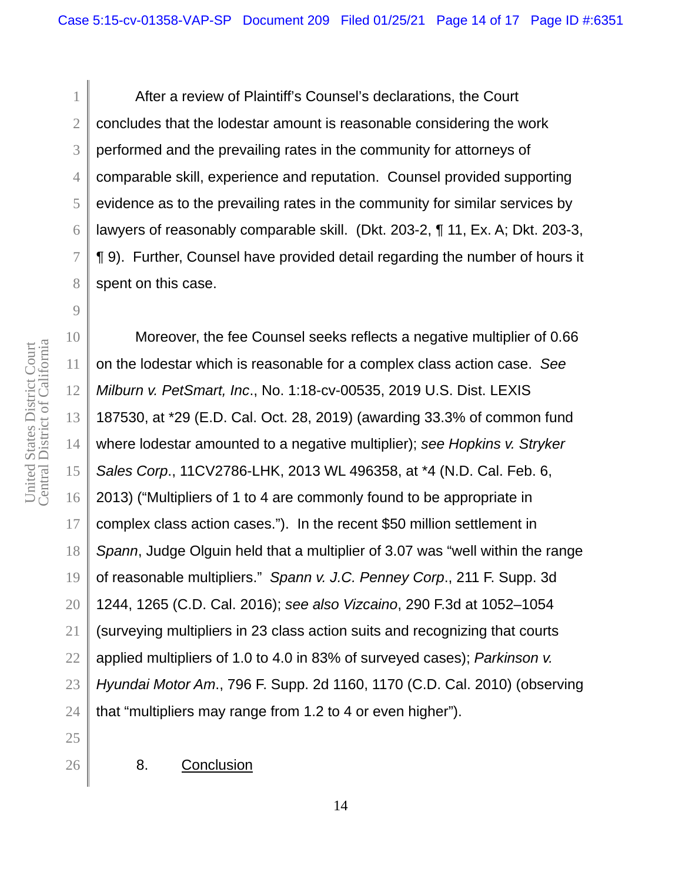After a review of Plaintiff's Counsel's declarations, the Court concludes that the lodestar amount is reasonable considering the work performed and the prevailing rates in the community for attorneys of comparable skill, experience and reputation. Counsel provided supporting evidence as to the prevailing rates in the community for similar services by lawyers of reasonably comparable skill. (Dkt. 203-2, ¶ 11, Ex. A; Dkt. 203-3, ¶ 9). Further, Counsel have provided detail regarding the number of hours it spent on this case.

Moreover, the fee Counsel seeks reflects a negative multiplier of 0.66 on the lodestar which is reasonable for a complex class action case. *See Milburn v. PetSmart, Inc*., No. 1:18-cv-00535, 2019 U.S. Dist. LEXIS 187530, at *29 (E.D. Cal. Oct. 28, 2019) (awarding 33.3% of common fund where lodestar amounted to a negative multiplier); *see Hopkins v. Stryker Sales Corp*., 11CV2786-LHK, 2013 WL 496358, at *4 (N.D. Cal. Feb. 6, 2013) ("Multipliers of 1 to 4 are commonly found to be appropriate in complex class action cases."). In the recent $50 million settlement in *Spann*, Judge Olguin held that a multiplier of 3.07 was "well within the range of reasonable multipliers." *Spann v. J.C. Penney Corp*., 211 F. Supp. 3d 1244, 1265 (C.D. Cal. 2016); *see also Vizcaino*, 290 F.3d at 1052–1054 (surveying multipliers in 23 class action suits and recognizing that courts applied multipliers of 1.0 to 4.0 in 83% of surveyed cases); *Parkinson v. Hyundai Motor Am*., 796 F. Supp. 2d 1160, 1170 (C.D. Cal. 2010) (observing that "multipliers may range from 1.2 to 4 or even higher").

8. <u>Conclusion</u>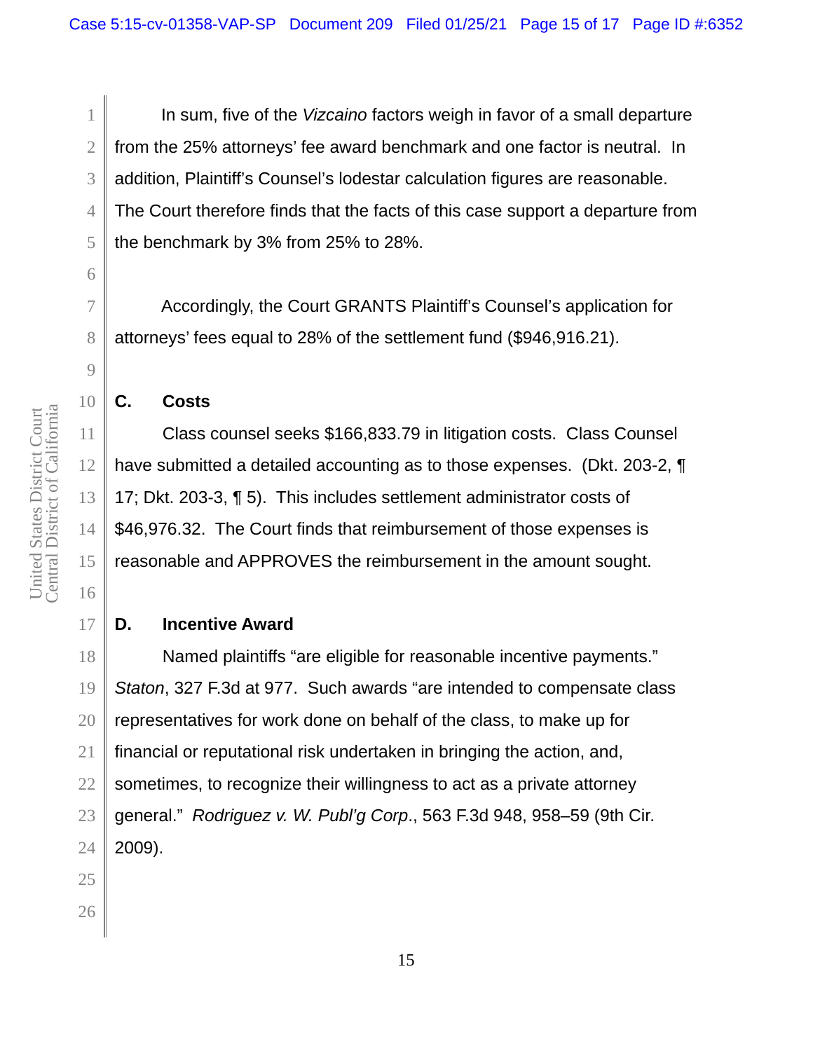In sum, five of the *Vizcaino* factors weigh in favor of a small departure from the 25% attorneys' fee award benchmark and one factor is neutral. In addition, Plaintiff's Counsel's lodestar calculation figures are reasonable. The Court therefore finds that the facts of this case support a departure from the benchmark by 3% from 25% to 28%.

Accordingly, the Court GRANTS Plaintiff's Counsel's application for attorneys' fees equal to 28% of the settlement fund ($946,916.21).

### C. Costs

Class counsel seeks $166,833.79 in litigation costs. Class Counsel have submitted a detailed accounting as to those expenses. (Dkt. 203-2, ¶ 17; Dkt. 203-3, ¶ 5). This includes settlement administrator costs of $46,976.32. The Court finds that reimbursement of those expenses is reasonable and APPROVES the reimbursement in the amount sought.

### D. Incentive Award

Named plaintiffs "are eligible for reasonable incentive payments." *Staton*, 327 F.3d at 977. Such awards "are intended to compensate class representatives for work done on behalf of the class, to make up for financial or reputational risk undertaken in bringing the action, and, sometimes, to recognize their willingness to act as a private attorney general." *Rodriguez v. W. Publ'g Corp*., 563 F.3d 948, 958–59 (9th Cir. 2009).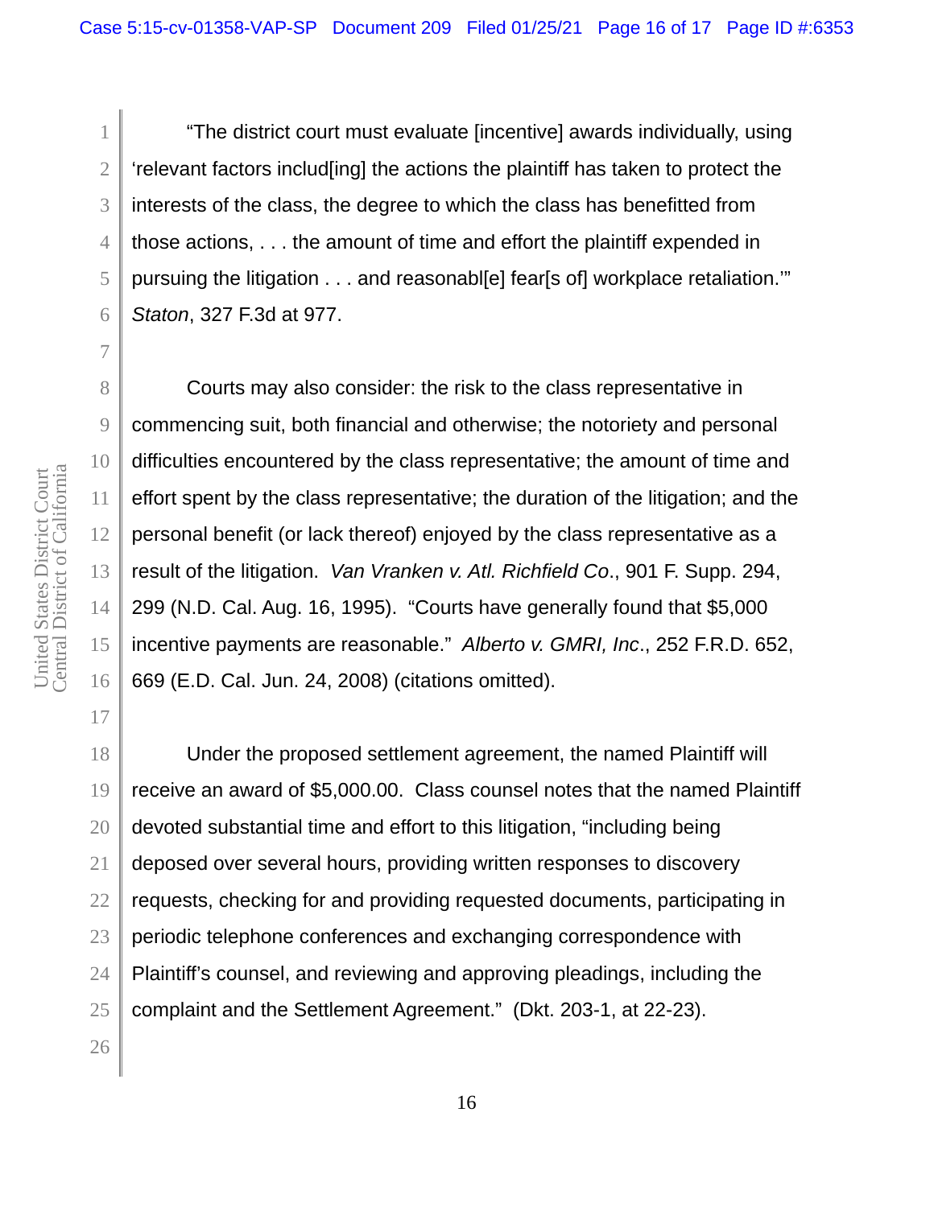"The district court must evaluate [incentive] awards individually, using 'relevant factors includ[ing] the actions the plaintiff has taken to protect the interests of the class, the degree to which the class has benefitted from those actions, . . . the amount of time and effort the plaintiff expended in pursuing the litigation . . . and reasonabl[e] fear[s of] workplace retaliation.'" *Staton*, 327 F.3d at 977.

Courts may also consider: the risk to the class representative in commencing suit, both financial and otherwise; the notoriety and personal difficulties encountered by the class representative; the amount of time and effort spent by the class representative; the duration of the litigation; and the personal benefit (or lack thereof) enjoyed by the class representative as a result of the litigation. *Van Vranken v. Atl. Richfield Co*., 901 F. Supp. 294, 299 (N.D. Cal. Aug. 16, 1995). "Courts have generally found that $5,000 incentive payments are reasonable." *Alberto v. GMRI, Inc*., 252 F.R.D. 652, 669 (E.D. Cal. Jun. 24, 2008) (citations omitted).

Under the proposed settlement agreement, the named Plaintiff will receive an award of $5,000.00. Class counsel notes that the named Plaintiff devoted substantial time and effort to this litigation, "including being deposed over several hours, providing written responses to discovery requests, checking for and providing requested documents, participating in periodic telephone conferences and exchanging correspondence with Plaintiff's counsel, and reviewing and approving pleadings, including the complaint and the Settlement Agreement." (Dkt. 203-1, at 22-23).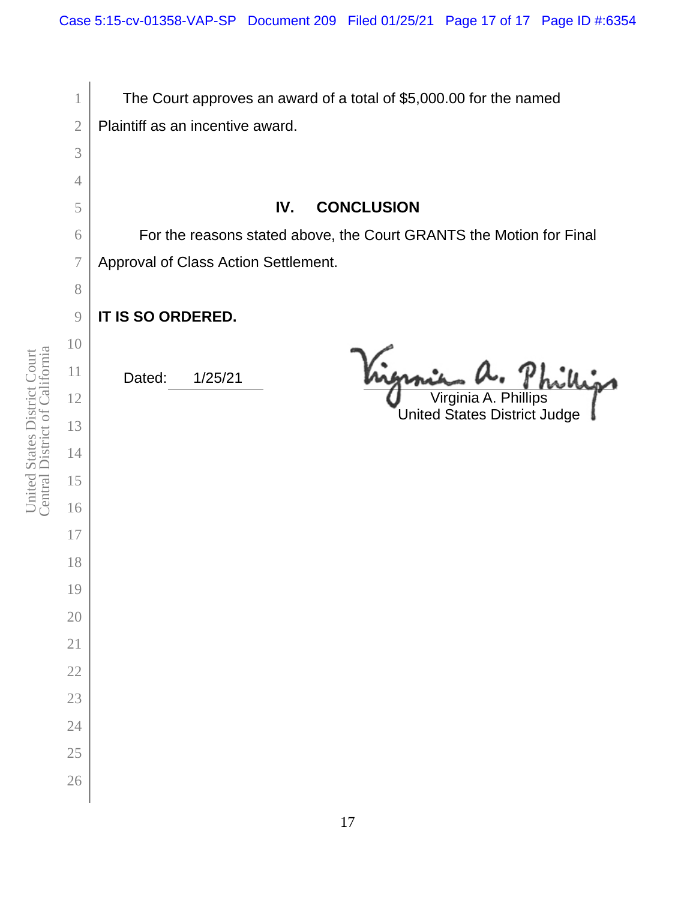The Court approves an award of a total of $5,000.00 for the named Plaintiff as an incentive award.

## IV. CONCLUSION

For the reasons stated above, the Court GRANTS the Motion for Final Approval of Class Action Settlement.

**IT IS SO ORDERED.**

Dated: 1/25/21

Virginia A. Phillips
United States District Judge